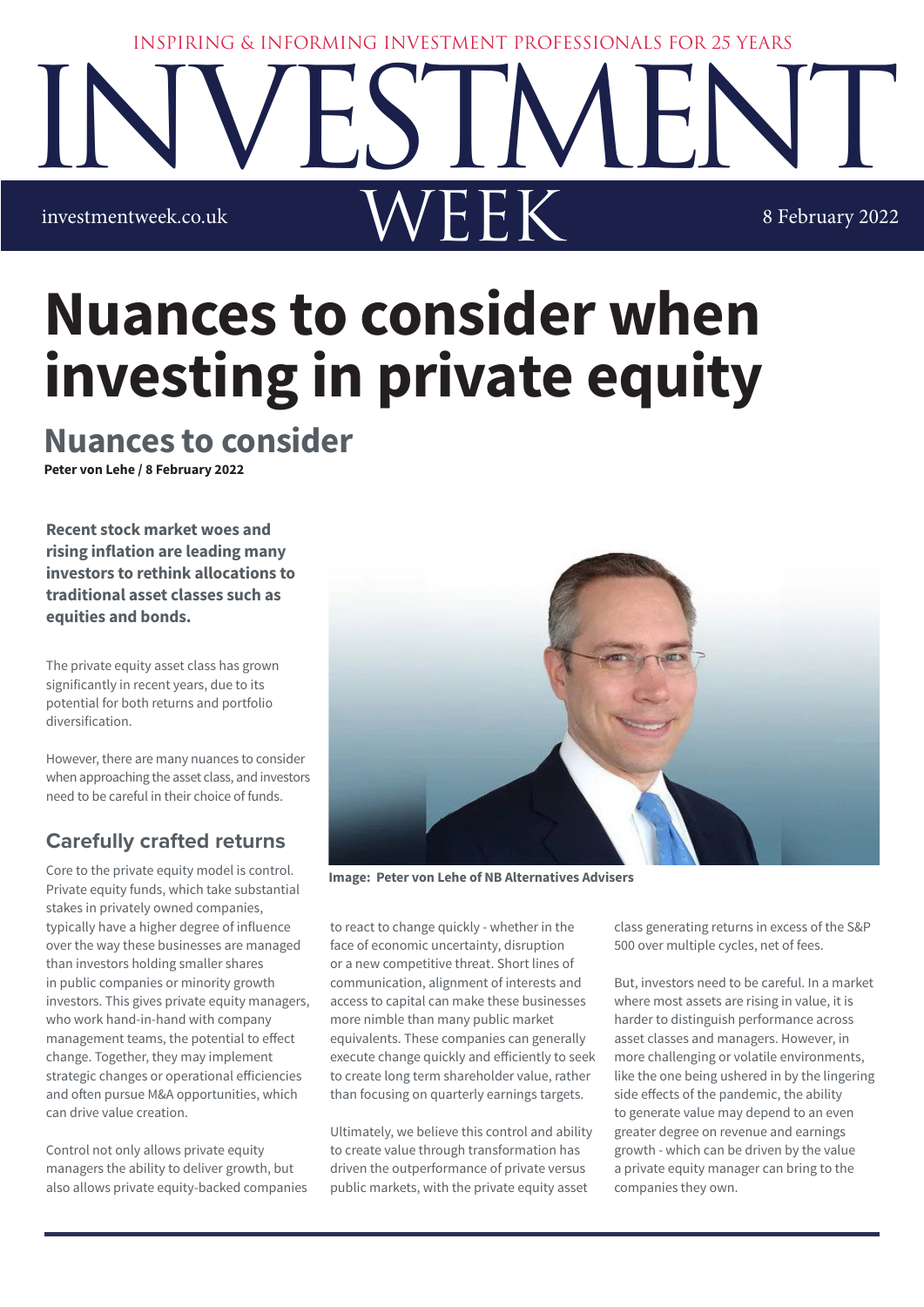# Nuances to consider when investing in private equity

## Nuances to consider

**Peter von Lehe / 8 February 2022**

**Recent stock market woes and rising inflation are leading many investors to rethink allocations to traditional asset classes such as equities and bonds.**

The private equity asset class has grown significantly in recent years, due to its potential for both returns and portfolio diversification.

However, there are many nuances to consider when approaching the asset class, and investors need to be careful in their choice of funds.

Image: Peter von Lehe of NB Alternatives Advisers

### Carefully crafted returns

Core to the private equity model is control. Private equity funds, which take substantial stakes in privately owned companies, typically have a higher degree of influence over the way these businesses are managed than investors holding smaller shares in public companies or minority growth investors. This gives private equity managers, who work hand-in-hand with company management teams, the potential to effect change. Together, they may implement strategic changes or operational efficiencies and often pursue M&A opportunities, which can drive value creation.

Control not only allows private equity managers the ability to deliver growth, but also allows private equity-backed companies to react to change quickly - whether in the face of economic uncertainty, disruption or a new competitive threat. Short lines of communication, alignment of interests and access to capital can make these businesses more nimble than many public market equivalents. These companies can generally execute change quickly and efficiently to seek to create long term shareholder value, rather than focusing on quarterly earnings targets.

Ultimately, we believe this control and ability to create value through transformation has driven the outperformance of private versus public markets, with the private equity asset class generating returns in excess of the S&P 500 over multiple cycles, net of fees.

But, investors need to be careful. In a market where most assets are rising in value, it is harder to distinguish performance across asset classes and managers. However, in more challenging or volatile environments, like the one being ushered in by the lingering side effects of the pandemic, the ability to generate value may depend to an even greater degree on revenue and earnings growth - which can be driven by the value a private equity manager can bring to the companies they own.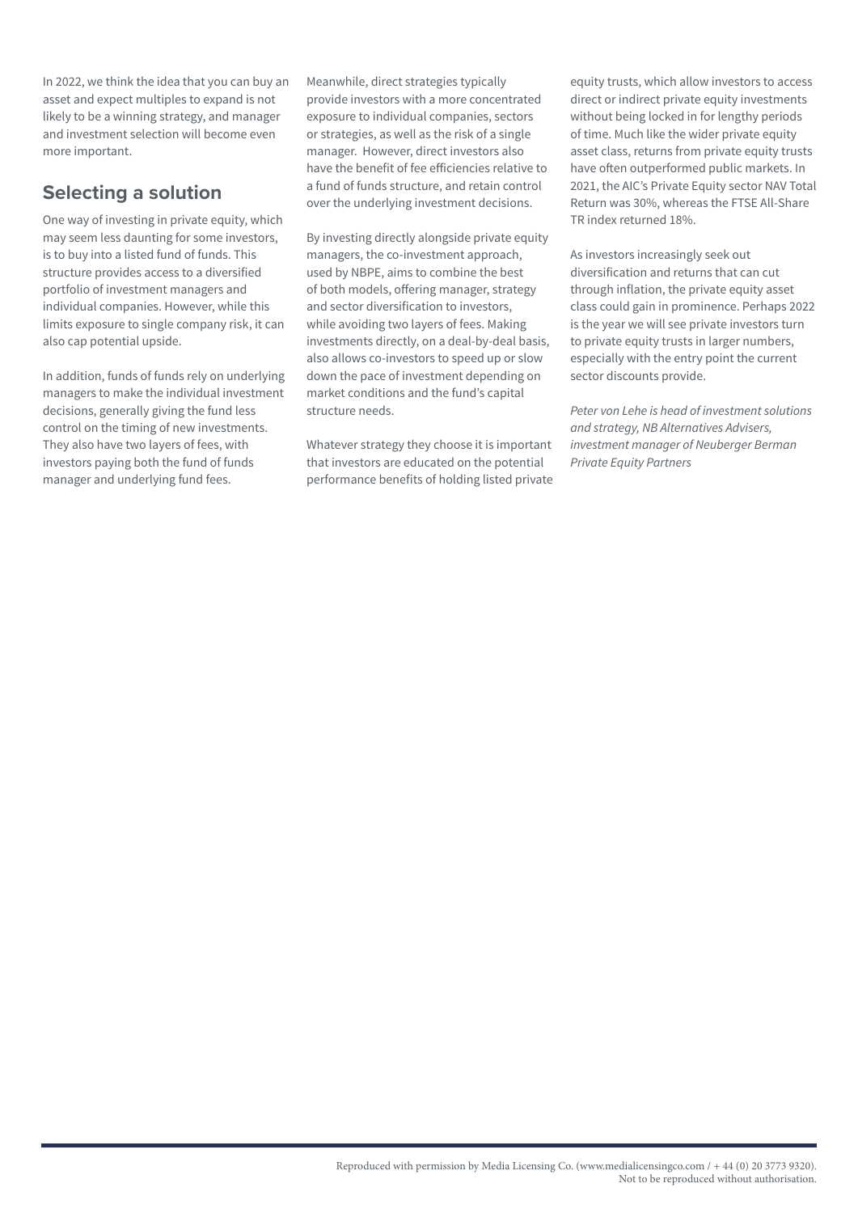In 2022, we think the idea that you can buy an asset and expect multiples to expand is not likely to be a winning strategy, and manager and investment selection will become even more important.

## Selecting a solution

One way of investing in private equity, which may seem less daunting for some investors, is to buy into a listed fund of funds. This structure provides access to a diversified portfolio of investment managers and individual companies. However, while this limits exposure to single company risk, it can also cap potential upside.

In addition, funds of funds rely on underlying managers to make the individual investment decisions, generally giving the fund less control on the timing of new investments. They also have two layers of fees, with investors paying both the fund of funds manager and underlying fund fees.

Meanwhile, direct strategies typically provide investors with a more concentrated exposure to individual companies, sectors or strategies, as well as the risk of a single manager. However, direct investors also have the benefit of fee efficiencies relative to a fund of funds structure, and retain control over the underlying investment decisions.

By investing directly alongside private equity managers, the co-investment approach, used by NBPE, aims to combine the best of both models, offering manager, strategy and sector diversification to investors, while avoiding two layers of fees. Making investments directly, on a deal-by-deal basis, also allows co-investors to speed up or slow down the pace of investment depending on market conditions and the fund's capital structure needs.

Whatever strategy they choose it is important that investors are educated on the potential performance benefits of holding listed private equity trusts, which allow investors to access direct or indirect private equity investments without being locked in for lengthy periods of time. Much like the wider private equity asset class, returns from private equity trusts have often outperformed public markets. In 2021, the AIC's Private Equity sector NAV Total Return was 30%, whereas the FTSE All-Share TR index returned 18%.

As investors increasingly seek out diversification and returns that can cut through inflation, the private equity asset class could gain in prominence. Perhaps 2022 is the year we will see private investors turn to private equity trusts in larger numbers, especially with the entry point the current sector discounts provide.

*Peter von Lehe is head of investment solutions and strategy, NB Alternatives Advisers, investment manager of Neuberger Berman Private Equity Partners*

Reproduced with permission by Media Licensing Co. (www.medialicensingco.com / + 44 (0) 20 3773 9320). Not to be reproduced without authorisation.